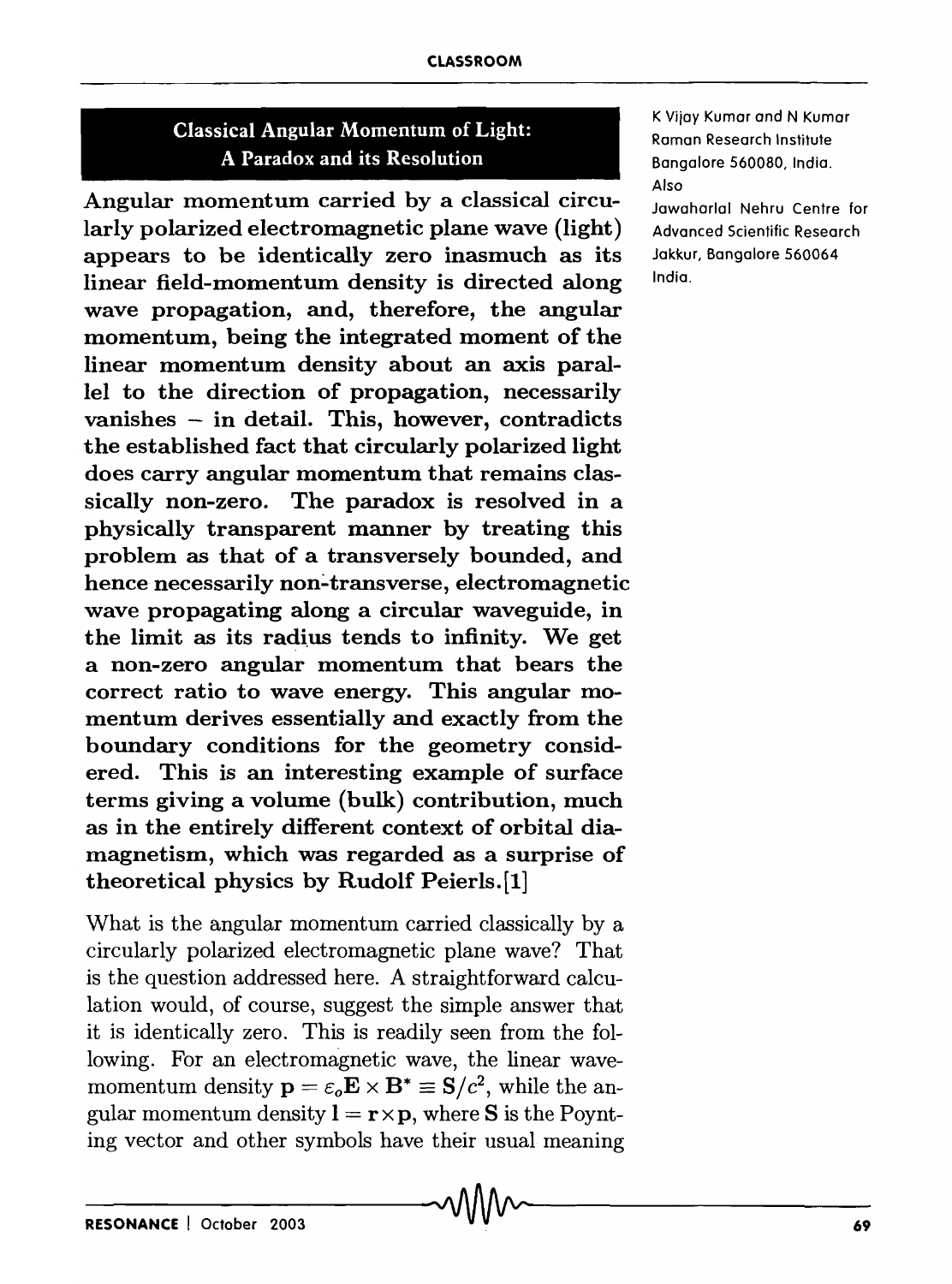# Classical Angular Momentum of Light: A Paradox and its Resolution

K Vijay Kumar and N Kumar
Raman Research Institute
Bangalore 560080, India.
Also
Jawaharlal Nehru Centre for Advanced Scientific Research
Jakkur, Bangalore 560064
India.

**Angular momentum carried by a classical circularly polarized electromagnetic plane wave (light) appears to be identically zero inasmuch as its linear field-momentum density is directed along wave propagation, and, therefore, the angular momentum, being the integrated moment of the linear momentum density about an axis parallel to the direction of propagation, necessarily vanishes – in detail. This, however, contradicts the established fact that circularly polarized light does carry angular momentum that remains classically non-zero. The paradox is resolved in a physically transparent manner by treating this problem as that of a transversely bounded, and hence necessarily non-transverse, electromagnetic wave propagating along a circular waveguide, in the limit as its radius tends to infinity. We get a non-zero angular momentum that bears the correct ratio to wave energy. This angular momentum derives essentially and exactly from the boundary conditions for the geometry considered. This is an interesting example of surface terms giving a volume (bulk) contribution, much as in the entirely different context of orbital diamagnetism, which was regarded as a surprise of theoretical physics by Rudolf Peierls.[1]**

What is the angular momentum carried classically by a circularly polarized electromagnetic plane wave? That is the question addressed here. A straightforward calculation would, of course, suggest the simple answer that it is identically zero. This is readily seen from the following. For an electromagnetic wave, the linear wave-momentum density $\mathbf{p} = \varepsilon_o \mathbf{E} \times \mathbf{B}^* \equiv \mathbf{S}/c^2$, while the angular momentum density $\mathbf{l} = \mathbf{r} \times \mathbf{p}$, where $\mathbf{S}$ is the Poynting vector and other symbols have their usual meaning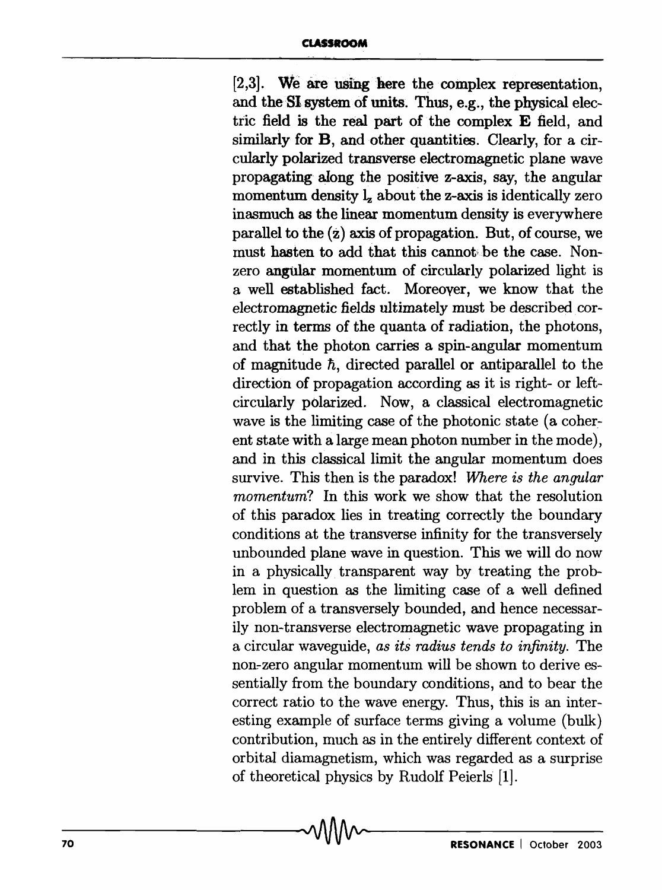[2,3]. We are using here the complex representation, and the SI system of units. Thus, e.g., the physical electric field is the real part of the complex $\mathbf{E}$ field, and similarly for $\mathbf{B}$, and other quantities. Clearly, for a circularly polarized transverse electromagnetic plane wave propagating along the positive z-axis, say, the angular momentum density $l_z$ about the z-axis is identically zero inasmuch as the linear momentum density is everywhere parallel to the $(\hat{z})$ axis of propagation. But, of course, we must hasten to add that this cannot be the case. Nonzero angular momentum of circularly polarized light is a well established fact. Moreover, we know that the electromagnetic fields ultimately must be described correctly in terms of the quanta of radiation, the photons, and that the photon carries a spin-angular momentum of magnitude $\hbar$, directed parallel or antiparallel to the direction of propagation according as it is right- or left-circularly polarized. Now, a classical electromagnetic wave is the limiting case of the photonic state (a coherent state with a large mean photon number in the mode), and in this classical limit the angular momentum does survive. This then is the paradox! *Where is the angular momentum*? In this work we show that the resolution of this paradox lies in treating correctly the boundary conditions at the transverse infinity for the transversely unbounded plane wave in question. This we will do now in a physically transparent way by treating the problem in question as the limiting case of a well defined problem of a transversely bounded, and hence necessarily non-transverse electromagnetic wave propagating in a circular waveguide, *as its radius tends to infinity*. The non-zero angular momentum will be shown to derive essentially from the boundary conditions, and to bear the correct ratio to the wave energy. Thus, this is an interesting example of surface terms giving a volume (bulk) contribution, much as in the entirely different context of orbital diamagnetism, which was regarded as a surprise of theoretical physics by Rudolf Peierls [1].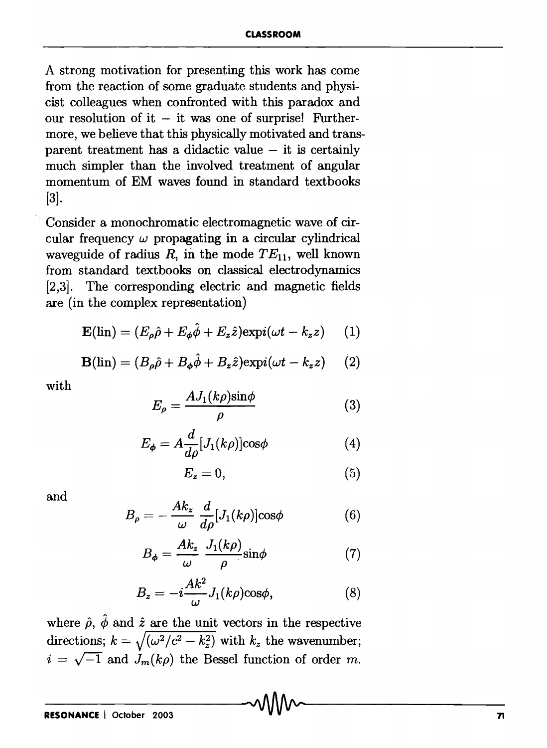A strong motivation for presenting this work has come from the reaction of some graduate students and physicist colleagues when confronted with this paradox and our resolution of it – it was one of surprise! Furthermore, we believe that this physically motivated and transparent treatment has a didactic value – it is certainly much simpler than the involved treatment of angular momentum of EM waves found in standard textbooks [3].

Consider a monochromatic electromagnetic wave of circular frequency $\omega$ propagating in a circular cylindrical waveguide of radius $R$, in the mode $TE_{11}$, well known from standard textbooks on classical electrodynamics [2,3]. The corresponding electric and magnetic fields are (in the complex representation)

$$\mathbf{E}(\text{lin}) = (E_\rho\hat{\rho} + E_\phi\hat{\phi} + E_z\hat{z})\exp i(\omega t - k_z z) \quad (1)$$

$$\mathbf{B}(\text{lin}) = (B_\rho\hat{\rho} + B_\phi\hat{\phi} + B_z\hat{z})\exp i(\omega t - k_z z) \quad (2)$$

with

$$E_\rho = \frac{AJ_1(k\rho)\sin\phi}{\rho} \quad (3)$$

$$E_\phi = A\frac{d}{d\rho}[J_1(k\rho)]\cos\phi \quad (4)$$

$$E_z = 0, \quad (5)$$

and

$$B_\rho = -\frac{Ak_z}{\omega}\frac{d}{d\rho}[J_1(k\rho)]\cos\phi \quad (6)$$

$$B_\phi = \frac{Ak_z}{\omega}\frac{J_1(k\rho)}{\rho}\sin\phi \quad (7)$$

$$B_z = -i\frac{Ak^2}{\omega}J_1(k\rho)\cos\phi, \quad (8)$$

where $\hat{\rho}$, $\hat{\phi}$ and $\hat{z}$ are the unit vectors in the respective directions; $k = \sqrt{(\omega^2/c^2 - k_z^2)}$ with $k_z$ the wavenumber; $i = \sqrt{-1}$ and $J_m(k\rho)$ the Bessel function of order $m$.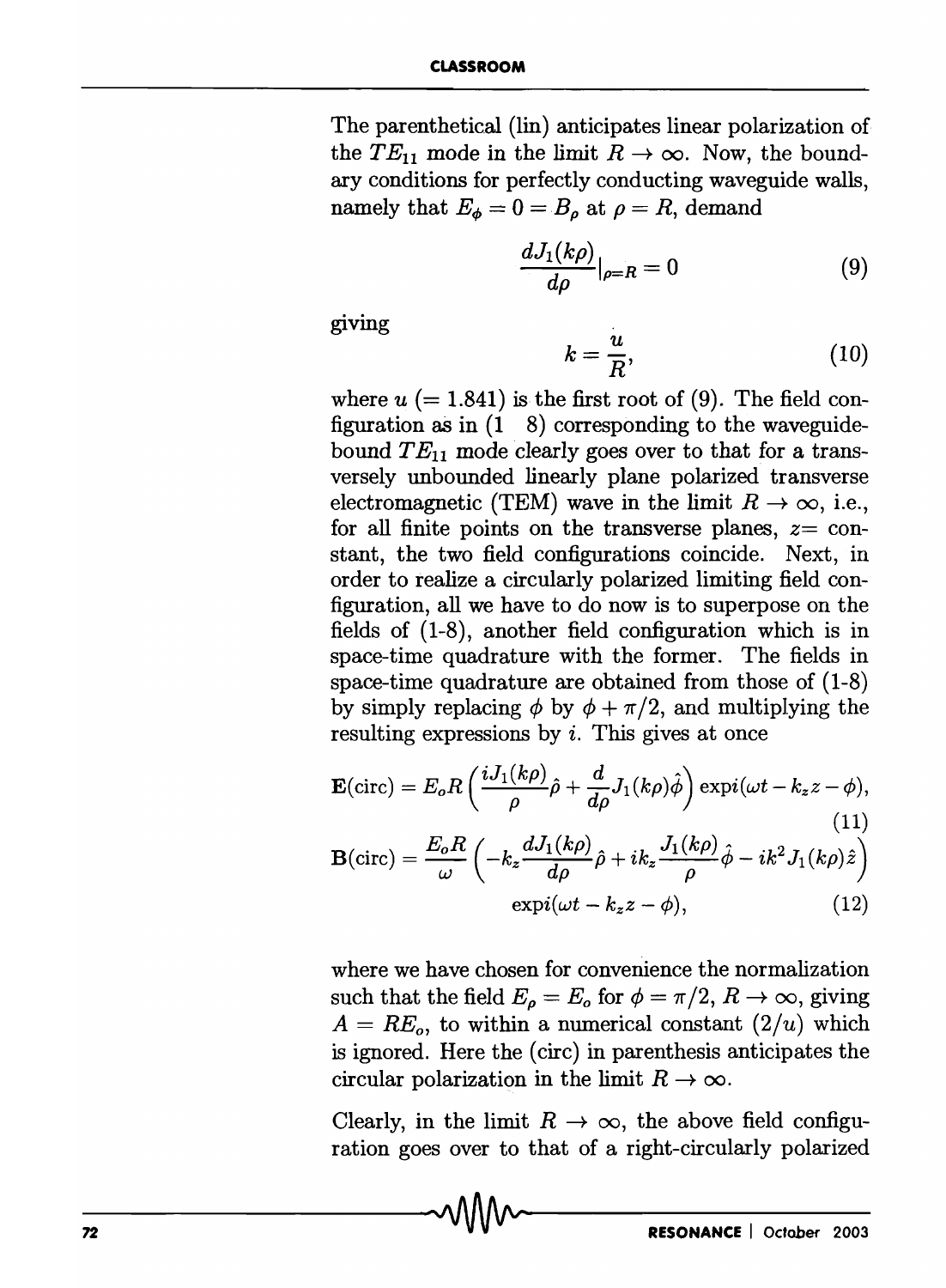The parenthetical (lin) anticipates linear polarization of the $TE_{11}$ mode in the limit $R \to \infty$. Now, the boundary conditions for perfectly conducting waveguide walls, namely that $E_\phi = 0 = B_\rho$ at $\rho = R$, demand

$$\frac{dJ_1(k\rho)}{d\rho}|_{\rho=R} = 0 \tag{9}$$

giving

$$k = \frac{u}{R}, \tag{10}$$

where $u$ $(= 1.841)$ is the first root of (9). The field configuration as in (1 8) corresponding to the waveguide-bound $TE_{11}$ mode clearly goes over to that for a transversely unbounded linearly plane polarized transverse electromagnetic (TEM) wave in the limit $R \to \infty$, i.e., for all finite points on the transverse planes, $z=$ constant, the two field configurations coincide. Next, in order to realize a circularly polarized limiting field configuration, all we have to do now is to superpose on the fields of (1-8), another field configuration which is in space-time quadrature with the former. The fields in space-time quadrature are obtained from those of (1-8) by simply replacing $\phi$ by $\phi + \pi/2$, and multiplying the resulting expressions by $i$. This gives at once

$$\mathbf{E}(\text{circ}) = E_o R \left( \frac{iJ_1(k\rho)}{\rho}\hat{\rho} + \frac{d}{d\rho}J_1(k\rho)\hat{\phi} \right) \exp i(\omega t - k_z z - \phi), \tag{11}$$

$$\mathbf{B}(\text{circ}) = \frac{E_o R}{\omega} \left( -k_z \frac{dJ_1(k\rho)}{d\rho}\hat{\rho} + ik_z \frac{J_1(k\rho)}{\rho}\hat{\phi} - ik^2 J_1(k\rho)\hat{z} \right) \exp i(\omega t - k_z z - \phi), \tag{12}$$

where we have chosen for convenience the normalization such that the field $E_\rho = E_o$ for $\phi = \pi/2$, $R \to \infty$, giving $A = RE_o$, to within a numerical constant $(2/u)$ which is ignored. Here the (circ) in parenthesis anticipates the circular polarization in the limit $R \to \infty$.

Clearly, in the limit $R \to \infty$, the above field configuration goes over to that of a right-circularly polarized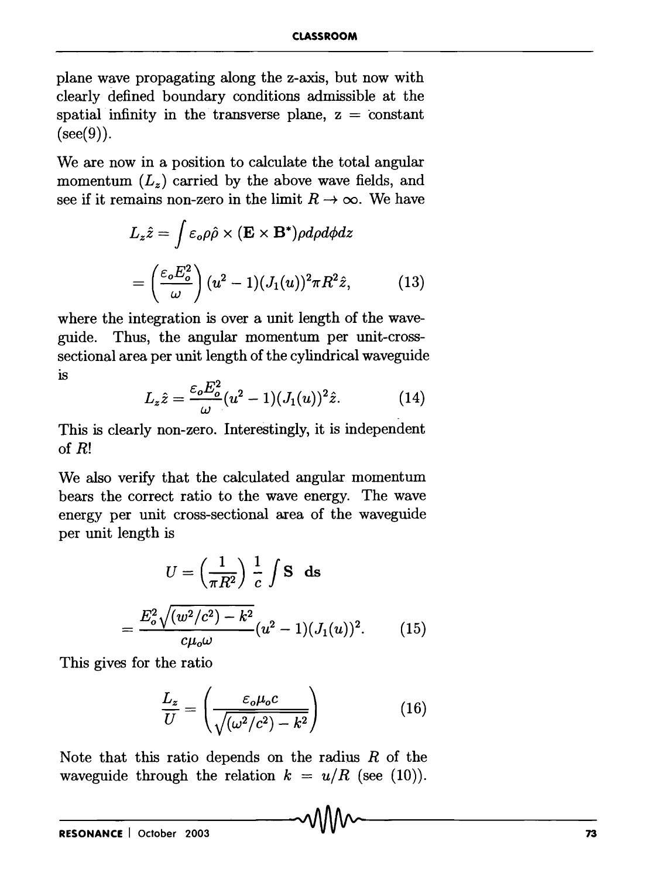plane wave propagating along the z-axis, but now with clearly defined boundary conditions admissible at the spatial infinity in the transverse plane, z = constant (see(9)).

We are now in a position to calculate the total angular momentum ($L_z$) carried by the above wave fields, and see if it remains non-zero in the limit $R \to \infty$. We have

$$L_z \hat{z} = \int \varepsilon_o \rho \hat{\rho} \times (\mathbf{E} \times \mathbf{B}^*) \rho d\rho d\phi dz$$

$$= \left( \frac{\varepsilon_o E_o^2}{\omega} \right) (u^2 - 1)(J_1(u))^2 \pi R^2 \hat{z}, \tag{13}$$

where the integration is over a unit length of the waveguide. Thus, the angular momentum per unit-cross-sectional area per unit length of the cylindrical waveguide is

$$L_z \hat{z} = \frac{\varepsilon_o E_o^2}{\omega} (u^2 - 1)(J_1(u))^2 \hat{z}. \tag{14}$$

This is clearly non-zero. Interestingly, it is independent of $R$!

We also verify that the calculated angular momentum bears the correct ratio to the wave energy. The wave energy per unit cross-sectional area of the waveguide per unit length is

$$U = \left( \frac{1}{\pi R^2} \right) \frac{1}{c} \int \mathbf{S} \ \ \mathbf{ds}$$

$$= \frac{E_o^2 \sqrt{(w^2/c^2) - k^2}}{c \mu_o \omega} (u^2 - 1)(J_1(u))^2. \tag{15}$$

This gives for the ratio

$$\frac{L_z}{U} = \left( \frac{\varepsilon_o \mu_o c}{\sqrt{(\omega^2/c^2) - k^2}} \right) \tag{16}$$

Note that this ratio depends on the radius $R$ of the waveguide through the relation $k = u/R$ (see (10)).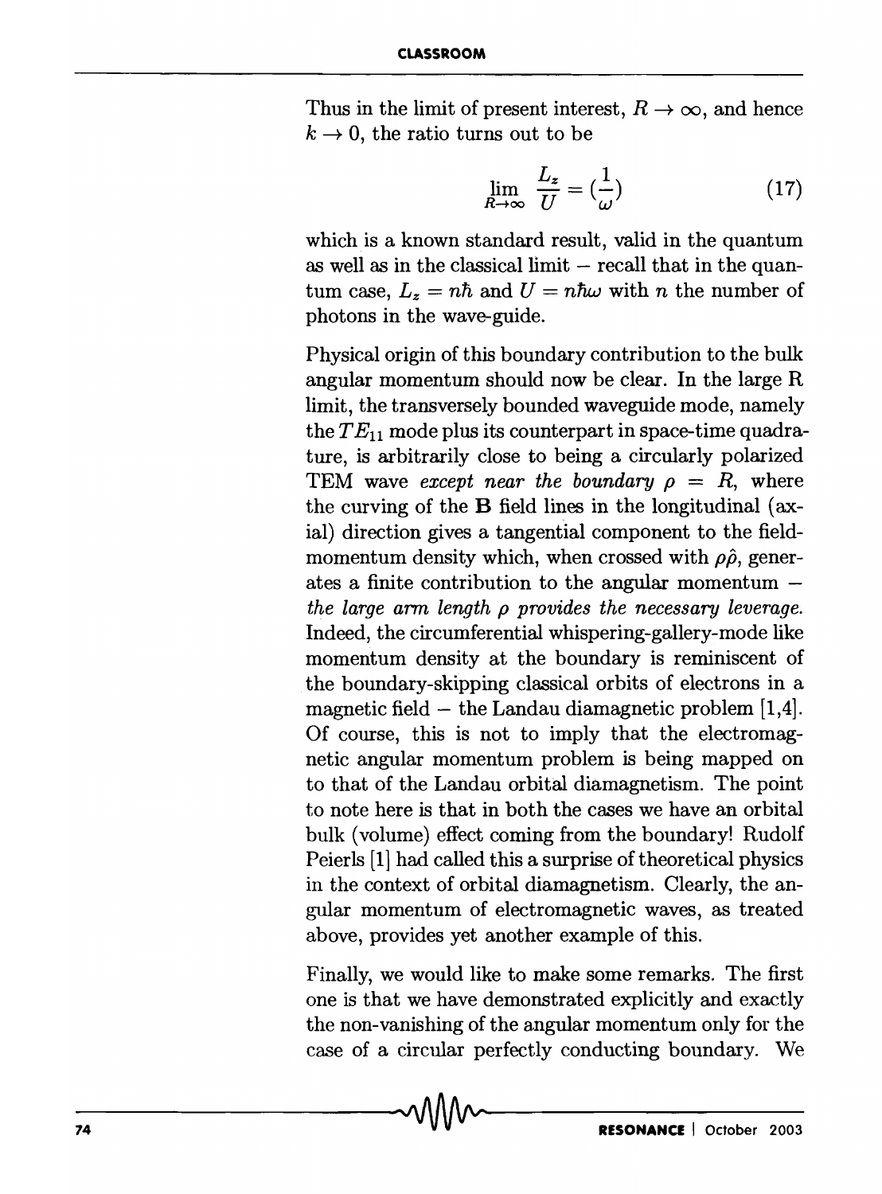Thus in the limit of present interest, $R \to \infty$, and hence $k \to 0$, the ratio turns out to be

$$\lim_{R\to\infty} \frac{L_z}{U} = (\frac{1}{\omega}) \tag{17}$$

which is a known standard result, valid in the quantum as well as in the classical limit – recall that in the quantum case, $L_z = n\hbar$ and $U = n\hbar\omega$ with $n$ the number of photons in the wave-guide.

Physical origin of this boundary contribution to the bulk angular momentum should now be clear. In the large R limit, the transversely bounded waveguide mode, namely the $TE_{11}$ mode plus its counterpart in space-time quadrature, is arbitrarily close to being a circularly polarized TEM wave *except near the boundary* $\rho = R$, where the curving of the **B** field lines in the longitudinal (axial) direction gives a tangential component to the field-momentum density which, when crossed with $\rho\hat{\rho}$, generates a finite contribution to the angular momentum – *the large arm length* $\rho$ *provides the necessary leverage.* Indeed, the circumferential whispering-gallery-mode like momentum density at the boundary is reminiscent of the boundary-skipping classical orbits of electrons in a magnetic field – the Landau diamagnetic problem [1,4]. Of course, this is not to imply that the electromagnetic angular momentum problem is being mapped on to that of the Landau orbital diamagnetism. The point to note here is that in both the cases we have an orbital bulk (volume) effect coming from the boundary! Rudolf Peierls [1] had called this a surprise of theoretical physics in the context of orbital diamagnetism. Clearly, the angular momentum of electromagnetic waves, as treated above, provides yet another example of this.

Finally, we would like to make some remarks. The first one is that we have demonstrated explicitly and exactly the non-vanishing of the angular momentum only for the case of a circular perfectly conducting boundary. We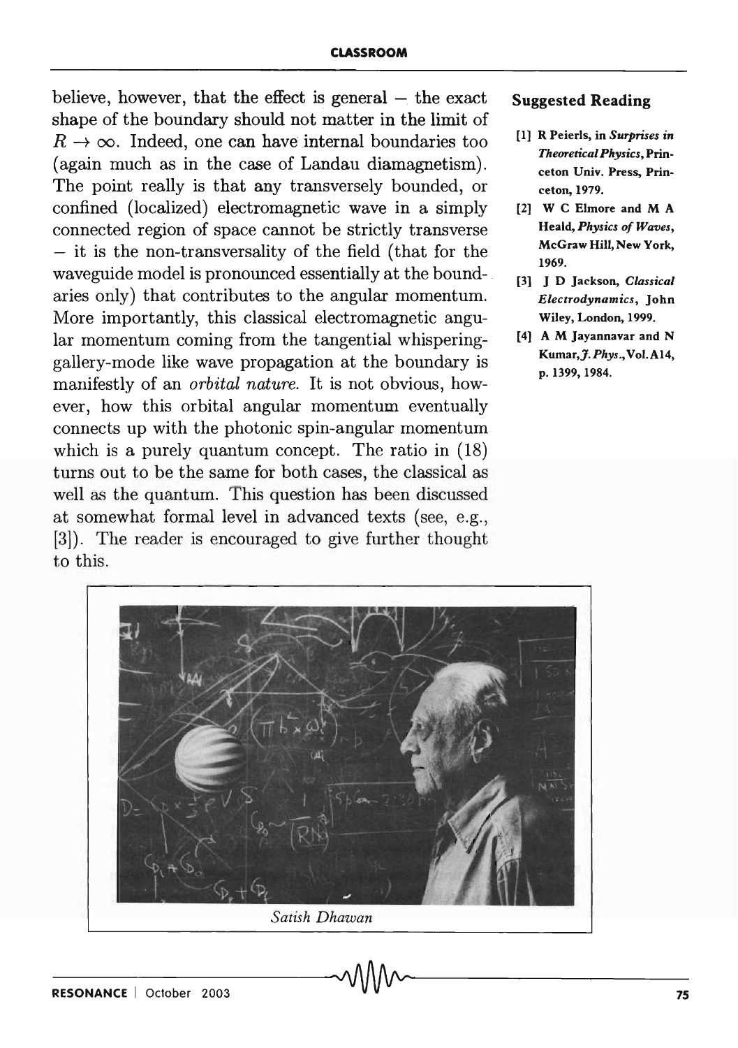believe, however, that the effect is general – the exact shape of the boundary should not matter in the limit of $R \to \infty$. Indeed, one can have internal boundaries too (again much as in the case of Landau diamagnetism). The point really is that any transversely bounded, or confined (localized) electromagnetic wave in a simply connected region of space cannot be strictly transverse – it is the non-transversality of the field (that for the waveguide model is pronounced essentially at the boundaries only) that contributes to the angular momentum. More importantly, this classical electromagnetic angular momentum coming from the tangential whispering-gallery-mode like wave propagation at the boundary is manifestly of an *orbital nature*. It is not obvious, however, how this orbital angular momentum eventually connects up with the photonic spin-angular momentum which is a purely quantum concept. The ratio in (18) turns out to be the same for both cases, the classical as well as the quantum. This question has been discussed at somewhat formal level in advanced texts (see, e.g., [3]). The reader is encouraged to give further thought to this.

## Suggested Reading

[1] R Peierls, in *Surprises in Theoretical Physics*, Princeton Univ. Press, Princeton, 1979.

[2] W C Elmore and M A Heald, *Physics of Waves*, McGraw Hill, New York, 1969.

[3] J D Jackson, *Classical Electrodynamics*, John Wiley, London, 1999.

[4] A M Jayannavar and N Kumar, *J. Phys.*, Vol. A14, p. 1399, 1984.

*Satish Dhawan*